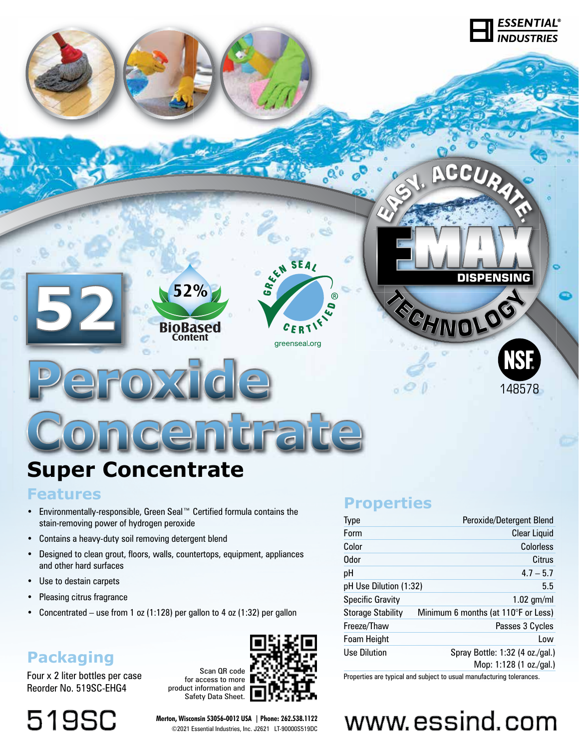ESSENTIAL® INDUSTRIES

EASY. ACCURATE. EMAX DISPENSING TECHNOLOGY

NSF 148578

52

52% BioBased Content

GREEN SEAL CERTIFIED® greenseal.org

# Peroxide Concentrate

## Super Concentrate

### Features

- Environmentally-responsible, Green Seal™ Certified formula contains the stain-removing power of hydrogen peroxide
- Contains a heavy-duty soil removing detergent blend
- Designed to clean grout, floors, walls, countertops, equipment, appliances and other hard surfaces
- Use to destain carpets
- Pleasing citrus fragrance
- Concentrated – use from 1 oz (1:128) per gallon to 4 oz (1:32) per gallon

### Packaging

Four x 2 liter bottles per case
Reorder No. 519SC-EHG4

Scan QR code for access to more product information and Safety Data Sheet.

### Properties

| | |
|---|---|
| Type | Peroxide/Detergent Blend |
| Form | Clear Liquid |
| Color | Colorless |
| Odor | Citrus |
| pH | 4.7 – 5.7 |
| pH Use Dilution (1:32) | 5.5 |
| Specific Gravity | 1.02 gm/ml |
| Storage Stability | Minimum 6 months (at 110°F or Less) |
| Freeze/Thaw | Passes 3 Cycles |
| Foam Height | Low |
| Use Dilution | Spray Bottle: 1:32 (4 oz./gal.) Mop: 1:128 (1 oz./gal.) |

Properties are typical and subject to usual manufacturing tolerances.

519SC

**Merton, Wisconsin 53056-0012 USA | Phone: 262.538.1122**
©2021 Essential Industries, Inc. J2621 LT-90000S519DC

www.essind.com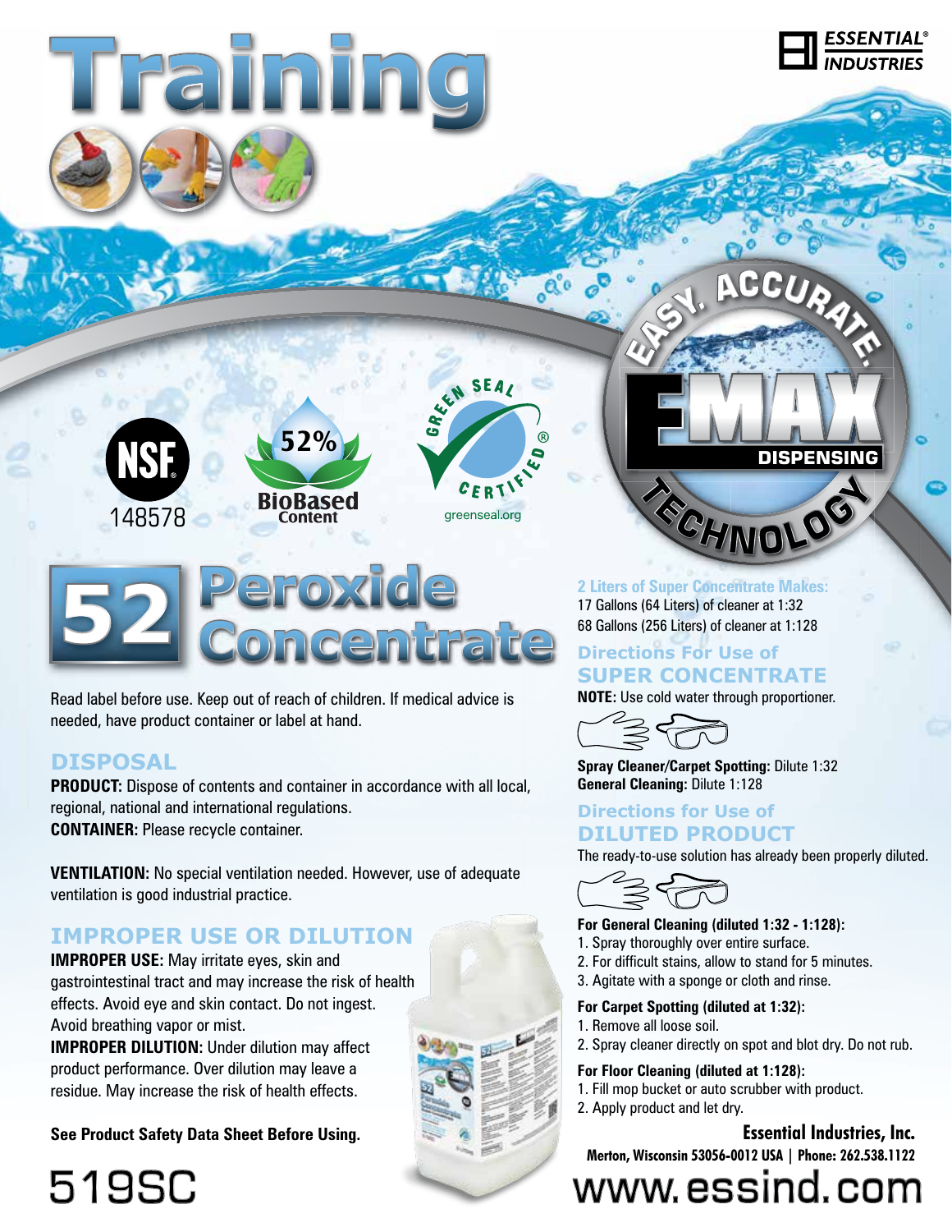# Training

ESSENTIAL® INDUSTRIES

NSF 148578

52% BioBased Content

GREEN SEAL CERTIFIED® greenseal.org

EASY. ACCURATE. EMAX DISPENSING TECHNOLOGY

# 52 Peroxide Concentrate

Read label before use. Keep out of reach of children. If medical advice is needed, have product container or label at hand.

## DISPOSAL

**PRODUCT:** Dispose of contents and container in accordance with all local, regional, national and international regulations.
**CONTAINER:** Please recycle container.

**VENTILATION:** No special ventilation needed. However, use of adequate ventilation is good industrial practice.

## IMPROPER USE OR DILUTION

**IMPROPER USE:** May irritate eyes, skin and gastrointestinal tract and may increase the risk of health effects. Avoid eye and skin contact. Do not ingest. Avoid breathing vapor or mist.
**IMPROPER DILUTION:** Under dilution may affect product performance. Over dilution may leave a residue. May increase the risk of health effects.

**See Product Safety Data Sheet Before Using.**

519SC

**2 Liters of Super Concentrate Makes:**
17 Gallons (64 Liters) of cleaner at 1:32
68 Gallons (256 Liters) of cleaner at 1:128

## Directions For Use of SUPER CONCENTRATE

**NOTE:** Use cold water through proportioner.

**Spray Cleaner/Carpet Spotting:** Dilute 1:32
**General Cleaning:** Dilute 1:128

## Directions for Use of DILUTED PRODUCT

The ready-to-use solution has already been properly diluted.

**For General Cleaning (diluted 1:32 - 1:128):**
1. Spray thoroughly over entire surface.
2. For difficult stains, allow to stand for 5 minutes.
3. Agitate with a sponge or cloth and rinse.

**For Carpet Spotting (diluted at 1:32):**
1. Remove all loose soil.
2. Spray cleaner directly on spot and blot dry. Do not rub.

**For Floor Cleaning (diluted at 1:128):**
1. Fill mop bucket or auto scrubber with product.
2. Apply product and let dry.

**Essential Industries, Inc.**
**Merton, Wisconsin 53056-0012 USA | Phone: 262.538.1122**
www.essind.com